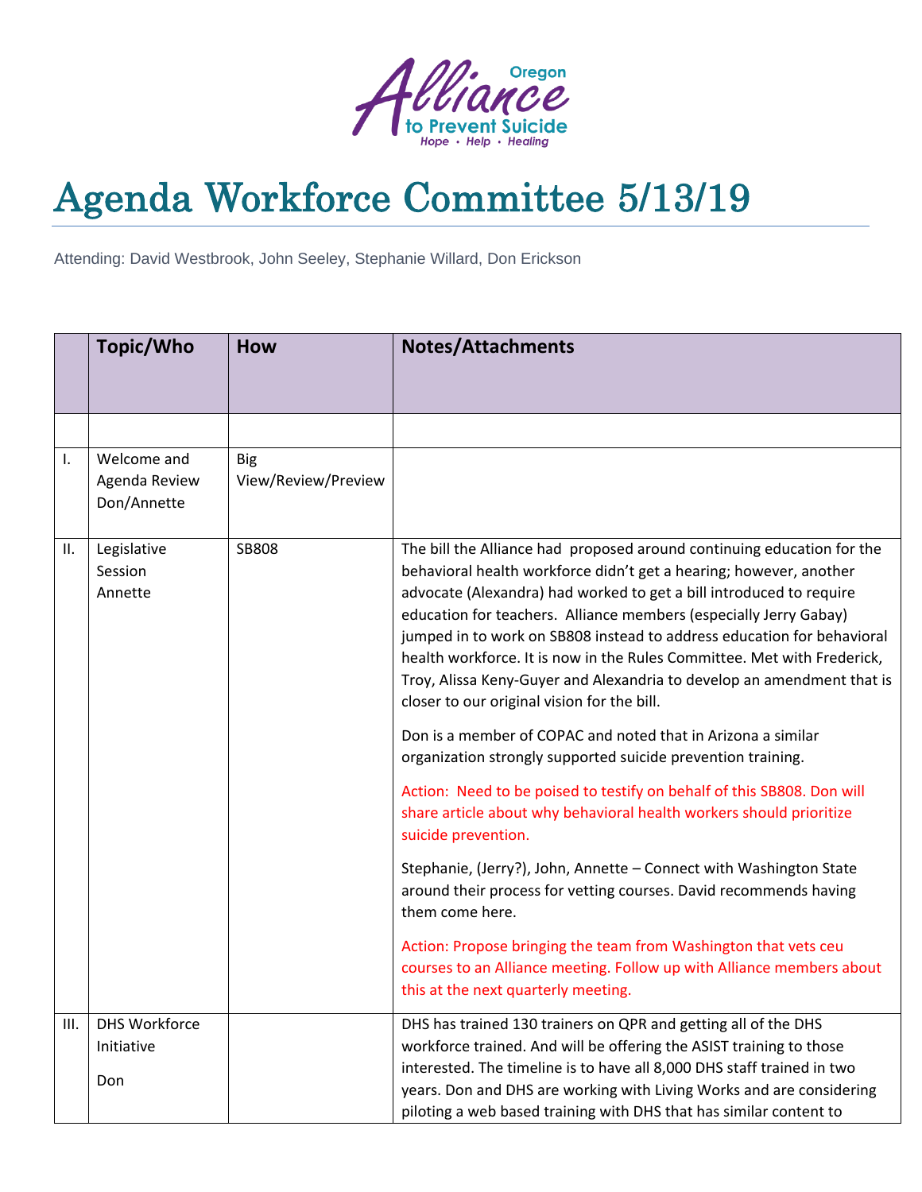Oregon Alliance to Prevent Suicide
*Hope • Help • Healing*

# Agenda Workforce Committee 5/13/19

Attending: David Westbrook, John Seeley, Stephanie Willard, Don Erickson

| | Topic/Who | How | Notes/Attachments |
|---|---|---|---|
| | | | |
| I. | Welcome and Agenda Review Don/Annette | Big View/Review/Preview | |
| II. | Legislative Session Annette | SB808 | The bill the Alliance had proposed around continuing education for the behavioral health workforce didn't get a hearing; however, another advocate (Alexandra) had worked to get a bill introduced to require education for teachers. Alliance members (especially Jerry Gabay) jumped in to work on SB808 instead to address education for behavioral health workforce. It is now in the Rules Committee. Met with Frederick, Troy, Alissa Keny-Guyer and Alexandria to develop an amendment that is closer to our original vision for the bill.<br><br>Don is a member of COPAC and noted that in Arizona a similar organization strongly supported suicide prevention training.<br><br>Action: Need to be poised to testify on behalf of this SB808. Don will share article about why behavioral health workers should prioritize suicide prevention.<br><br>Stephanie, (Jerry?), John, Annette – Connect with Washington State around their process for vetting courses. David recommends having them come here.<br><br>Action: Propose bringing the team from Washington that vets ceu courses to an Alliance meeting. Follow up with Alliance members about this at the next quarterly meeting. |
| III. | DHS Workforce Initiative<br><br>Don | | DHS has trained 130 trainers on QPR and getting all of the DHS workforce trained. And will be offering the ASIST training to those interested. The timeline is to have all 8,000 DHS staff trained in two years. Don and DHS are working with Living Works and are considering piloting a web based training with DHS that has similar content to |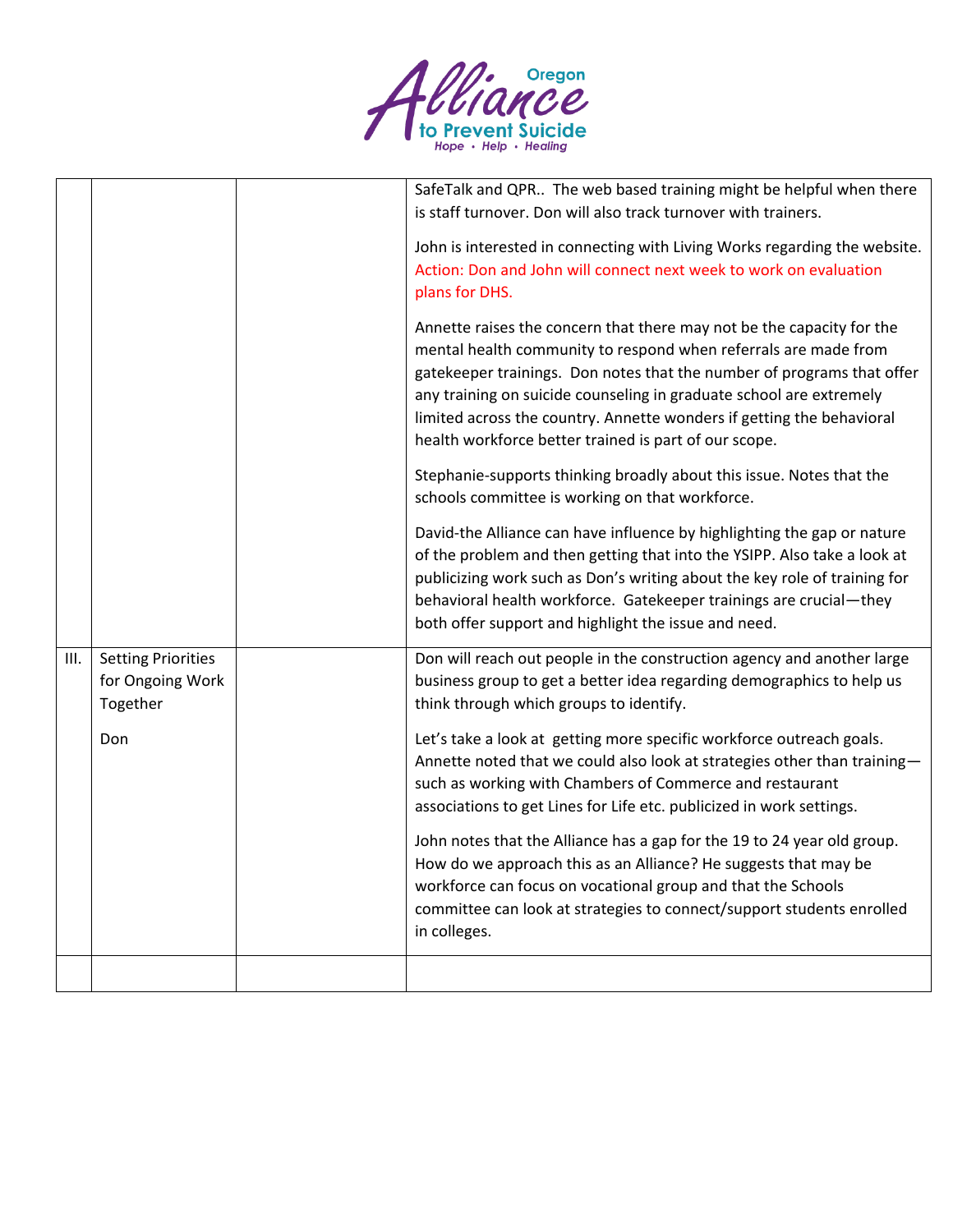| | | | |
|---|---|---|---|
| | | | SafeTalk and QPR.. The web based training might be helpful when there is staff turnover. Don will also track turnover with trainers.<br><br>John is interested in connecting with Living Works regarding the website. Action: Don and John will connect next week to work on evaluation plans for DHS.<br><br>Annette raises the concern that there may not be the capacity for the mental health community to respond when referrals are made from gatekeeper trainings. Don notes that the number of programs that offer any training on suicide counseling in graduate school are extremely limited across the country. Annette wonders if getting the behavioral health workforce better trained is part of our scope.<br><br>Stephanie-supports thinking broadly about this issue. Notes that the schools committee is working on that workforce.<br><br>David-the Alliance can have influence by highlighting the gap or nature of the problem and then getting that into the YSIPP. Also take a look at publicizing work such as Don's writing about the key role of training for behavioral health workforce. Gatekeeper trainings are crucial—they both offer support and highlight the issue and need. |
| III. | Setting Priorities for Ongoing Work Together<br><br>Don | | Don will reach out people in the construction agency and another large business group to get a better idea regarding demographics to help us think through which groups to identify.<br><br>Let's take a look at getting more specific workforce outreach goals. Annette noted that we could also look at strategies other than training—such as working with Chambers of Commerce and restaurant associations to get Lines for Life etc. publicized in work settings.<br><br>John notes that the Alliance has a gap for the 19 to 24 year old group. How do we approach this as an Alliance? He suggests that may be workforce can focus on vocational group and that the Schools committee can look at strategies to connect/support students enrolled in colleges. |
| | | | |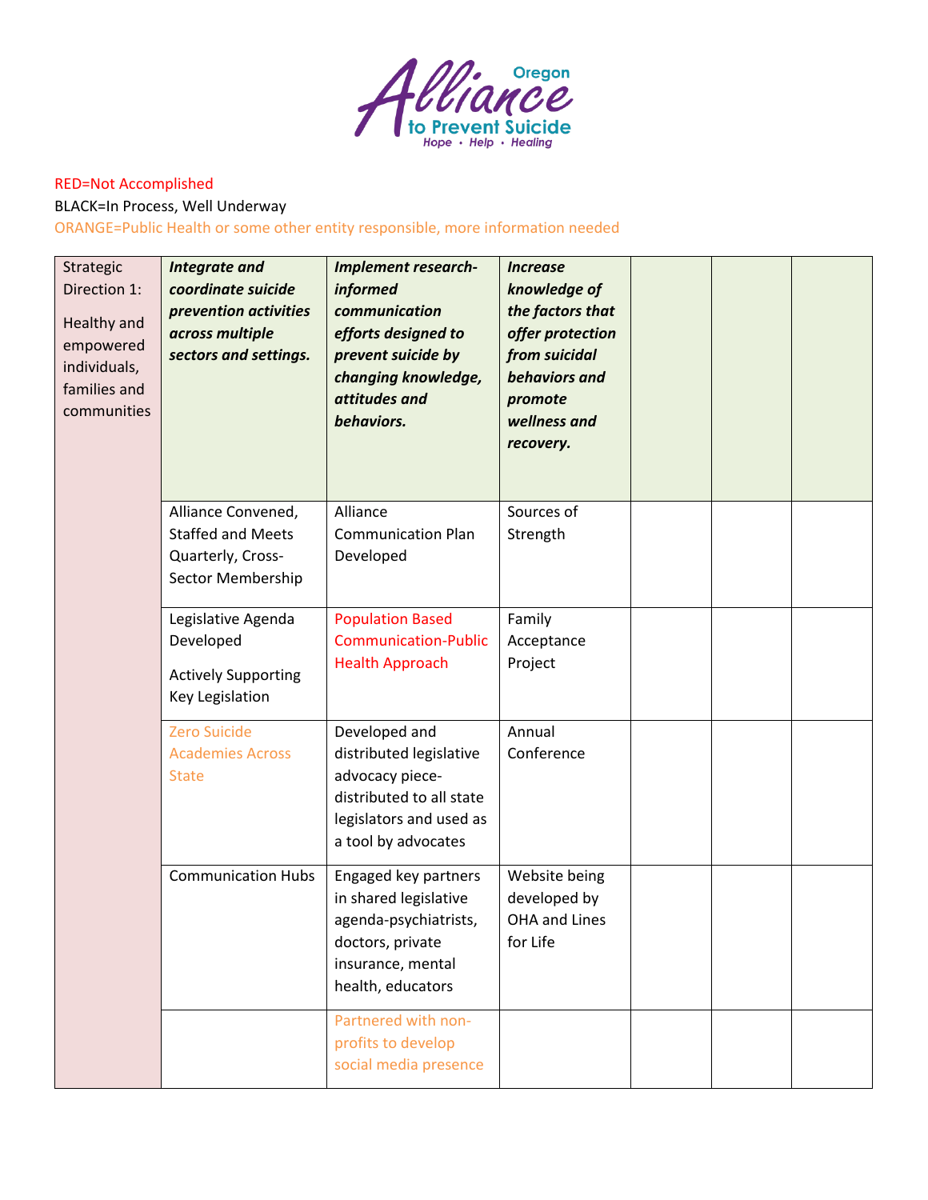RED=Not Accomplished

BLACK=In Process, Well Underway

ORANGE=Public Health or some other entity responsible, more information needed

| Strategic Direction 1: Healthy and empowered individuals, families and communities | ***Integrate and coordinate suicide prevention activities across multiple sectors and settings.*** | ***Implement research-informed communication efforts designed to prevent suicide by changing knowledge, attitudes and behaviors.*** | ***Increase knowledge of the factors that offer protection from suicidal behaviors and promote wellness and recovery.*** | | | |
|---|---|---|---|---|---|---|
| | Alliance Convened, Staffed and Meets Quarterly, Cross-Sector Membership | Alliance Communication Plan Developed | Sources of Strength | | | |
| | Legislative Agenda Developed<br>Actively Supporting Key Legislation | Population Based Communication-Public Health Approach | Family Acceptance Project | | | |
| | Zero Suicide Academies Across State | Developed and distributed legislative advocacy piece-distributed to all state legislators and used as a tool by advocates | Annual Conference | | | |
| | Communication Hubs | Engaged key partners in shared legislative agenda-psychiatrists, doctors, private insurance, mental health, educators | Website being developed by OHA and Lines for Life | | | |
| | | Partnered with non-profits to develop social media presence | | | | |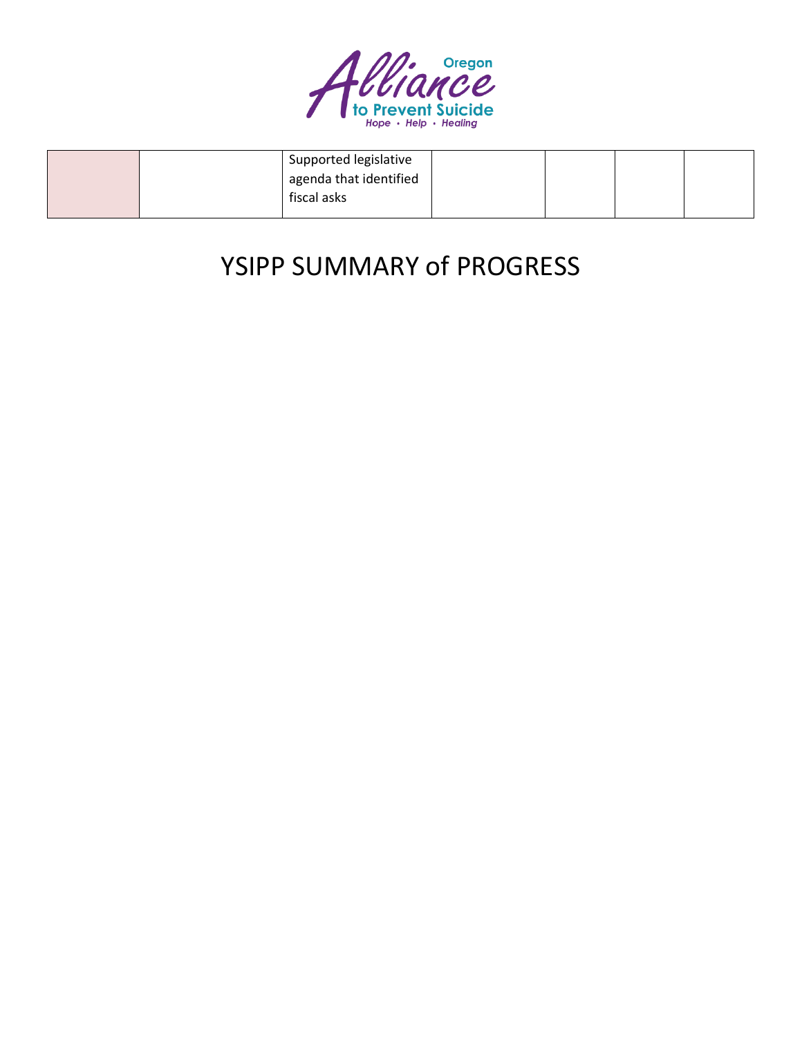|  |  | Supported legislative agenda that identified fiscal asks |  |  |  |  |
|---|---|---|---|---|---|---|

# YSIPP SUMMARY of PROGRESS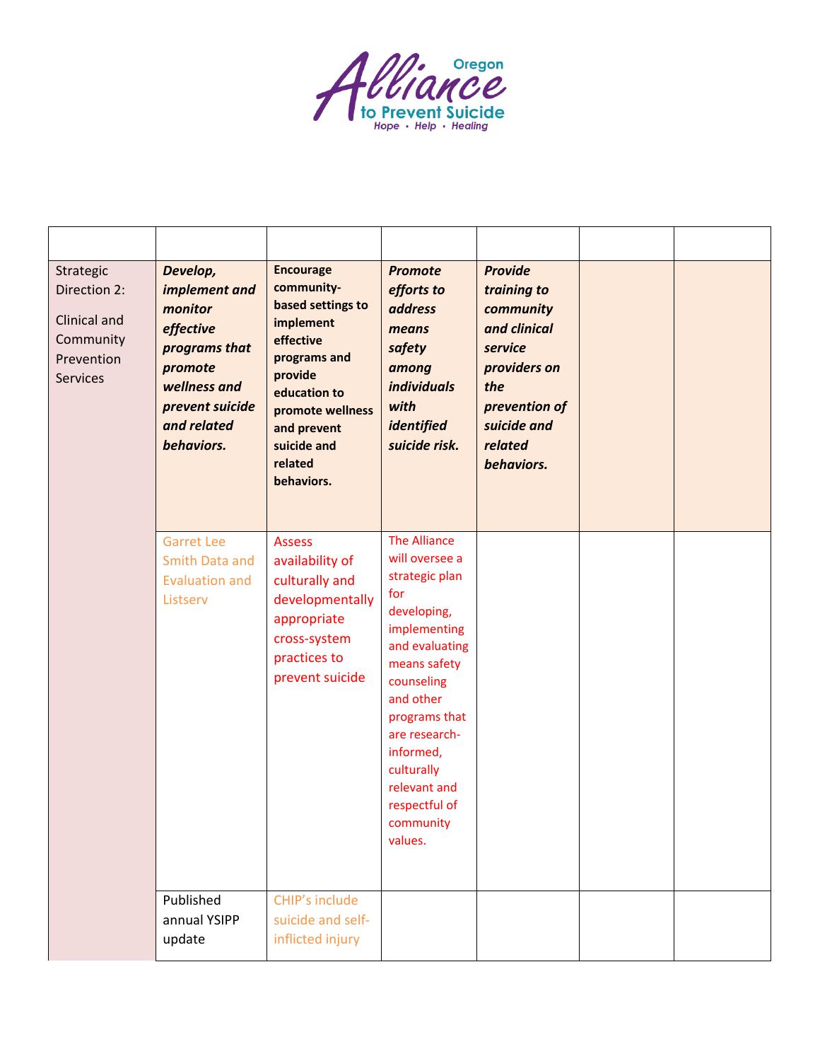Oregon Alliance to Prevent Suicide

Hope • Help • Healing

| | | | | | | |
|---|---|---|---|---|---|---|
| Strategic Direction 2: Clinical and Community Prevention Services | ***Develop, implement and monitor effective programs that promote wellness and prevent suicide and related behaviors.*** | **Encourage community-based settings to implement effective programs and provide education to promote wellness and prevent suicide and related behaviors.** | ***Promote efforts to address means safety among individuals with identified suicide risk.*** | ***Provide training to community and clinical service providers on the prevention of suicide and related behaviors.*** | | |
| | Garret Lee Smith Data and Evaluation and Listserv | Assess availability of culturally and developmentally appropriate cross-system practices to prevent suicide | The Alliance will oversee a strategic plan for developing, implementing and evaluating means safety counseling and other programs that are research-informed, culturally relevant and respectful of community values. | | | |
| | Published annual YSIPP update | CHIP's include suicide and self-inflicted injury | | | | |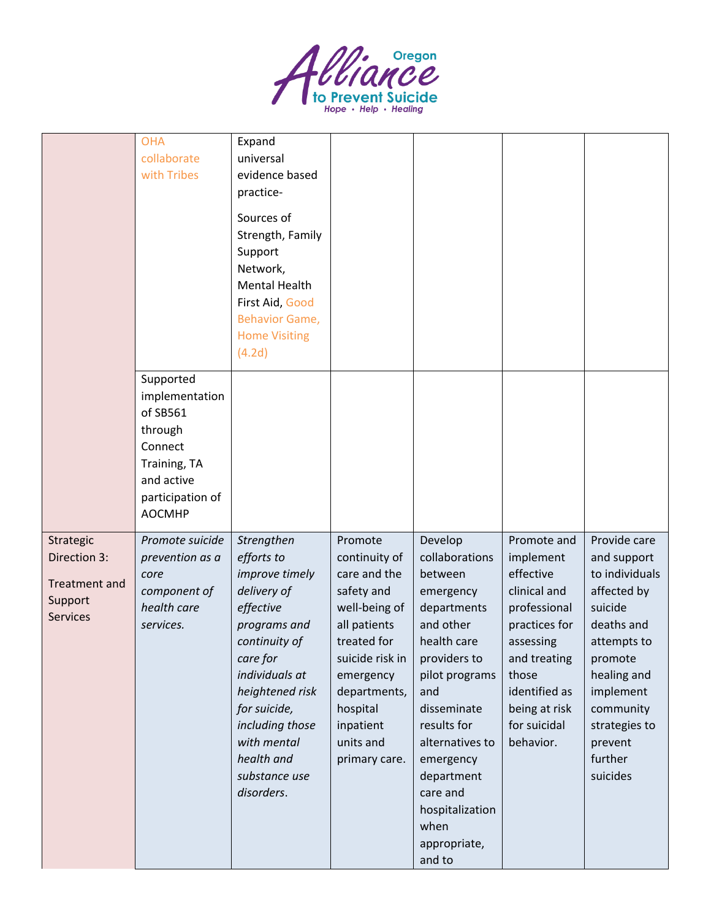|  |  |  |  |  |  |  |
|---|---|---|---|---|---|---|
|  | OHA collaborate with Tribes | Expand universal evidence based practice- Sources of Strength, Family Support Network, Mental Health First Aid, Good Behavior Game, Home Visiting (4.2d) |  |  |  |  |
|  | Supported implementation of SB561 through Connect Training, TA and active participation of AOCMHP |  |  |  |  |  |
| Strategic Direction 3: Treatment and Support Services | *Promote suicide prevention as a core component of health care services.* | *Strengthen efforts to improve timely delivery of effective programs and continuity of care for individuals at heightened risk for suicide, including those with mental health and substance use disorders.* | Promote continuity of care and the safety and well-being of all patients treated for suicide risk in emergency departments, hospital inpatient units and primary care. | Develop collaborations between emergency departments and other health care providers to pilot programs and disseminate results for alternatives to emergency department care and hospitalization when appropriate, and to | Promote and implement effective clinical and professional practices for assessing and treating those identified as being at risk for suicidal behavior. | Provide care and support to individuals affected by suicide deaths and attempts to promote healing and implement community strategies to prevent further suicides |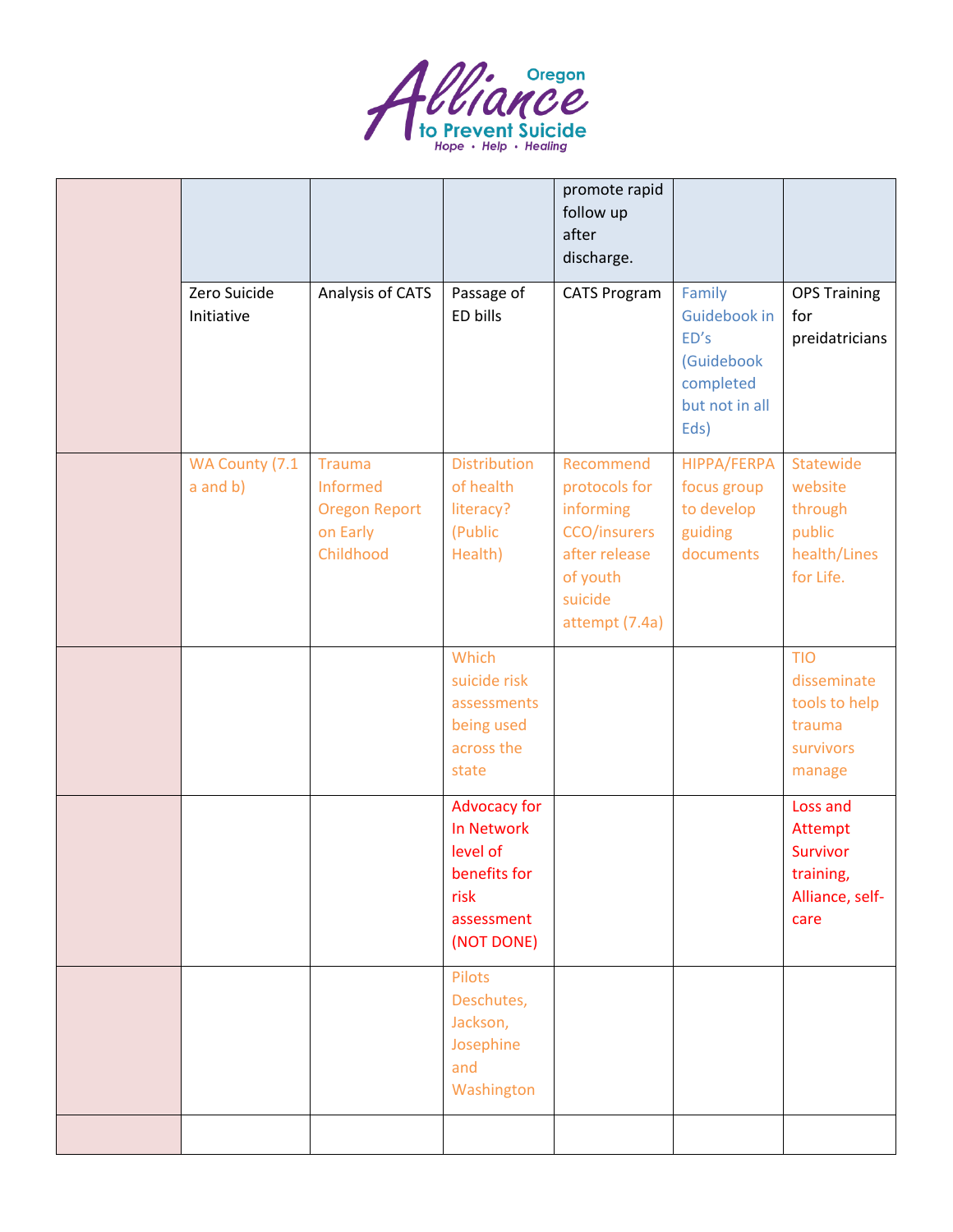| | | | | | | |
|---|---|---|---|---|---|---|
| | | | | promote rapid follow up after discharge. | | |
| | Zero Suicide Initiative | Analysis of CATS | Passage of ED bills | CATS Program | Family Guidebook in ED's (Guidebook completed but not in all Eds) | OPS Training for preidatricians |
| | WA County (7.1 a and b) | Trauma Informed Oregon Report on Early Childhood | Distribution of health literacy? (Public Health) | Recommend protocols for informing CCO/insurers after release of youth suicide attempt (7.4a) | HIPPA/FERPA focus group to develop guiding documents | Statewide website through public health/Lines for Life. |
| | | | Which suicide risk assessments being used across the state | | | TIO disseminate tools to help trauma survivors manage |
| | | | Advocacy for In Network level of benefits for risk assessment (NOT DONE) | | | Loss and Attempt Survivor training, Alliance, self-care |
| | | | Pilots Deschutes, Jackson, Josephine and Washington | | | |
| | | | | | | |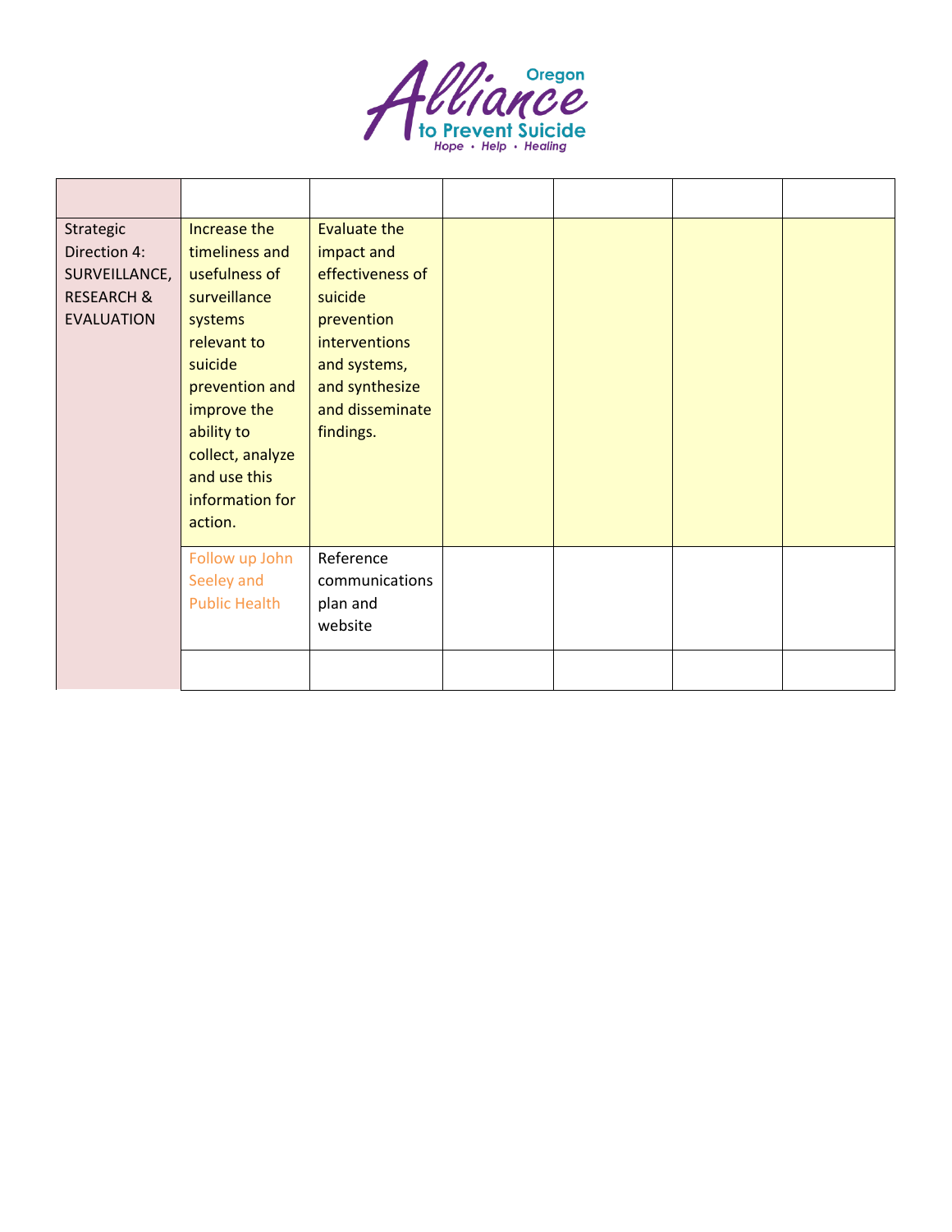| | | | | | | |
|---|---|---|---|---|---|---|
| | | | | | | |
| Strategic Direction 4: SURVEILLANCE, RESEARCH & EVALUATION | Increase the timeliness and usefulness of surveillance systems relevant to suicide prevention and improve the ability to collect, analyze and use this information for action. | Evaluate the impact and effectiveness of suicide prevention interventions and systems, and synthesize and disseminate findings. | | | | |
| | Follow up John Seeley and Public Health | Reference communications plan and website | | | | |
| | | | | | | |